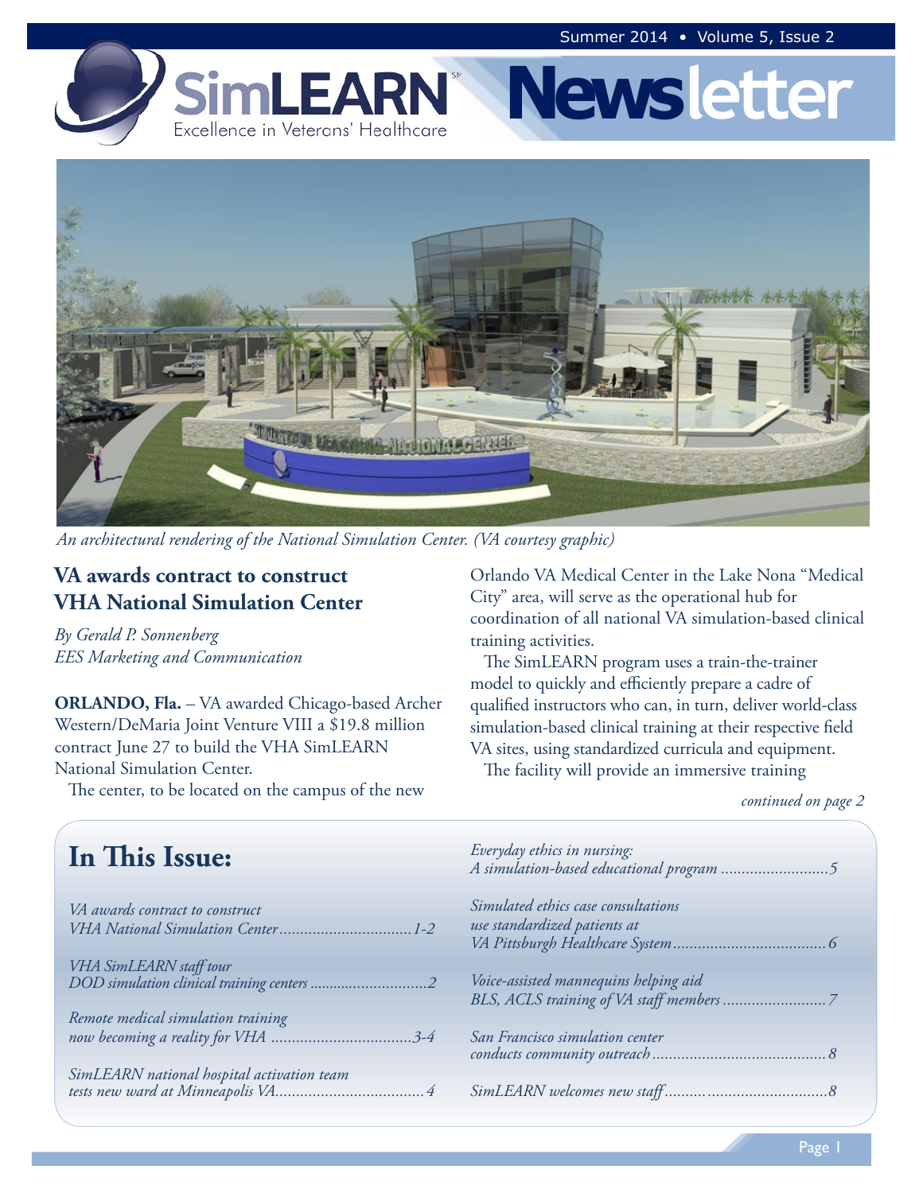# SimLEARN Newsletter

Excellence in Veterans' Healthcare

Summer 2014 • Volume 5, Issue 2

*An architectural rendering of the National Simulation Center. (VA courtesy graphic)*

## VA awards contract to construct VHA National Simulation Center

*By Gerald P. Sonnenberg*
*EES Marketing and Communication*

**ORLANDO, Fla.** – VA awarded Chicago-based Archer Western/DeMaria Joint Venture VIII a $19.8 million contract June 27 to build the VHA SimLEARN National Simulation Center.

The center, to be located on the campus of the new Orlando VA Medical Center in the Lake Nona "Medical City" area, will serve as the operational hub for coordination of all national VA simulation-based clinical training activities.

The SimLEARN program uses a train-the-trainer model to quickly and efficiently prepare a cadre of qualified instructors who can, in turn, deliver world-class simulation-based clinical training at their respective field VA sites, using standardized curricula and equipment.

The facility will provide an immersive training

*continued on page 2*

## In This Issue:

*VA awards contract to construct VHA National Simulation Center* ................................ 1-2

*VHA SimLEARN staff tour DOD simulation clinical training centers* ............................ 2

*Remote medical simulation training now becoming a reality for VHA* ................................ 3-4

*SimLEARN national hospital activation team tests new ward at Minneapolis VA* ................................ 4

*Everyday ethics in nursing: A simulation-based educational program* .......................... 5

*Simulated ethics case consultations use standardized patients at VA Pittsburgh Healthcare System* ................................ 6

*Voice-assisted mannequins helping aid BLS, ACLS training of VA staff members* ......................... 7

*San Francisco simulation center conducts community outreach* ................................ 8

*SimLEARN welcomes new staff* ................................ 8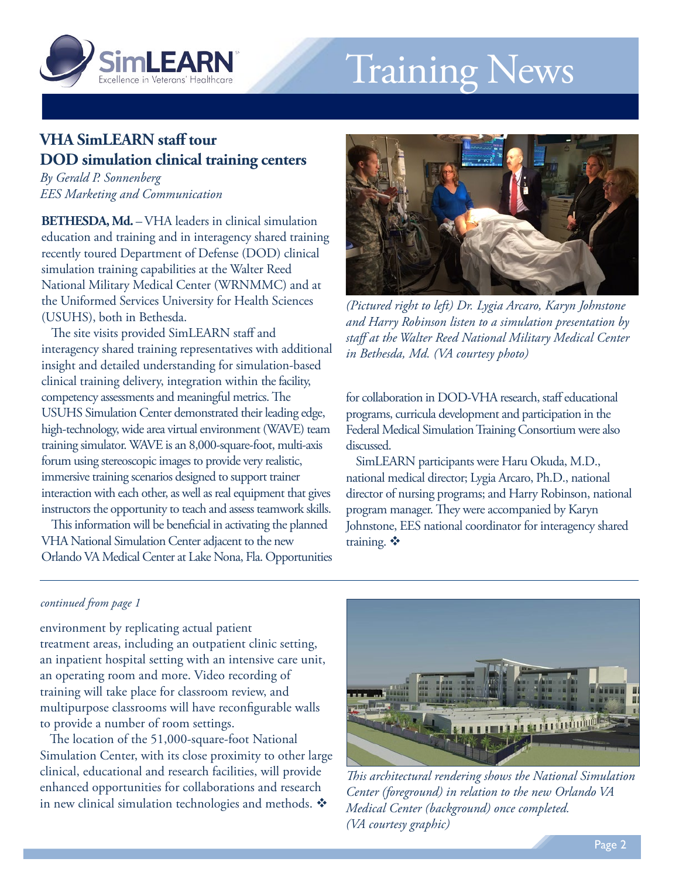## VHA SimLEARN staff tour DOD simulation clinical training centers

*By Gerald P. Sonnenberg*
*EES Marketing and Communication*

**BETHESDA, Md.** – VHA leaders in clinical simulation education and training and in interagency shared training recently toured Department of Defense (DOD) clinical simulation training capabilities at the Walter Reed National Military Medical Center (WRNMMC) and at the Uniformed Services University for Health Sciences (USUHS), both in Bethesda.

The site visits provided SimLEARN staff and interagency shared training representatives with additional insight and detailed understanding for simulation-based clinical training delivery, integration within the facility, competency assessments and meaningful metrics. The USUHS Simulation Center demonstrated their leading edge, high-technology, wide area virtual environment (WAVE) team training simulator. WAVE is an 8,000-square-foot, multi-axis forum using stereoscopic images to provide very realistic, immersive training scenarios designed to support trainer interaction with each other, as well as real equipment that gives instructors the opportunity to teach and assess teamwork skills.

This information will be beneficial in activating the planned VHA National Simulation Center adjacent to the new Orlando VA Medical Center at Lake Nona, Fla. Opportunities for collaboration in DOD-VHA research, staff educational programs, curricula development and participation in the Federal Medical Simulation Training Consortium were also discussed.

*(Pictured right to left) Dr. Lygia Arcaro, Karyn Johnstone and Harry Robinson listen to a simulation presentation by staff at the Walter Reed National Military Medical Center in Bethesda, Md. (VA courtesy photo)*

SimLEARN participants were Haru Okuda, M.D., national medical director; Lygia Arcaro, Ph.D., national director of nursing programs; and Harry Robinson, national program manager. They were accompanied by Karyn Johnstone, EES national coordinator for interagency shared training. ❖

---

*continued from page 1*

environment by replicating actual patient treatment areas, including an outpatient clinic setting, an inpatient hospital setting with an intensive care unit, an operating room and more. Video recording of training will take place for classroom review, and multipurpose classrooms will have reconfigurable walls to provide a number of room settings.

The location of the 51,000-square-foot National Simulation Center, with its close proximity to other large clinical, educational and research facilities, will provide enhanced opportunities for collaborations and research in new clinical simulation technologies and methods. ❖

*This architectural rendering shows the National Simulation Center (foreground) in relation to the new Orlando VA Medical Center (background) once completed. (VA courtesy graphic)*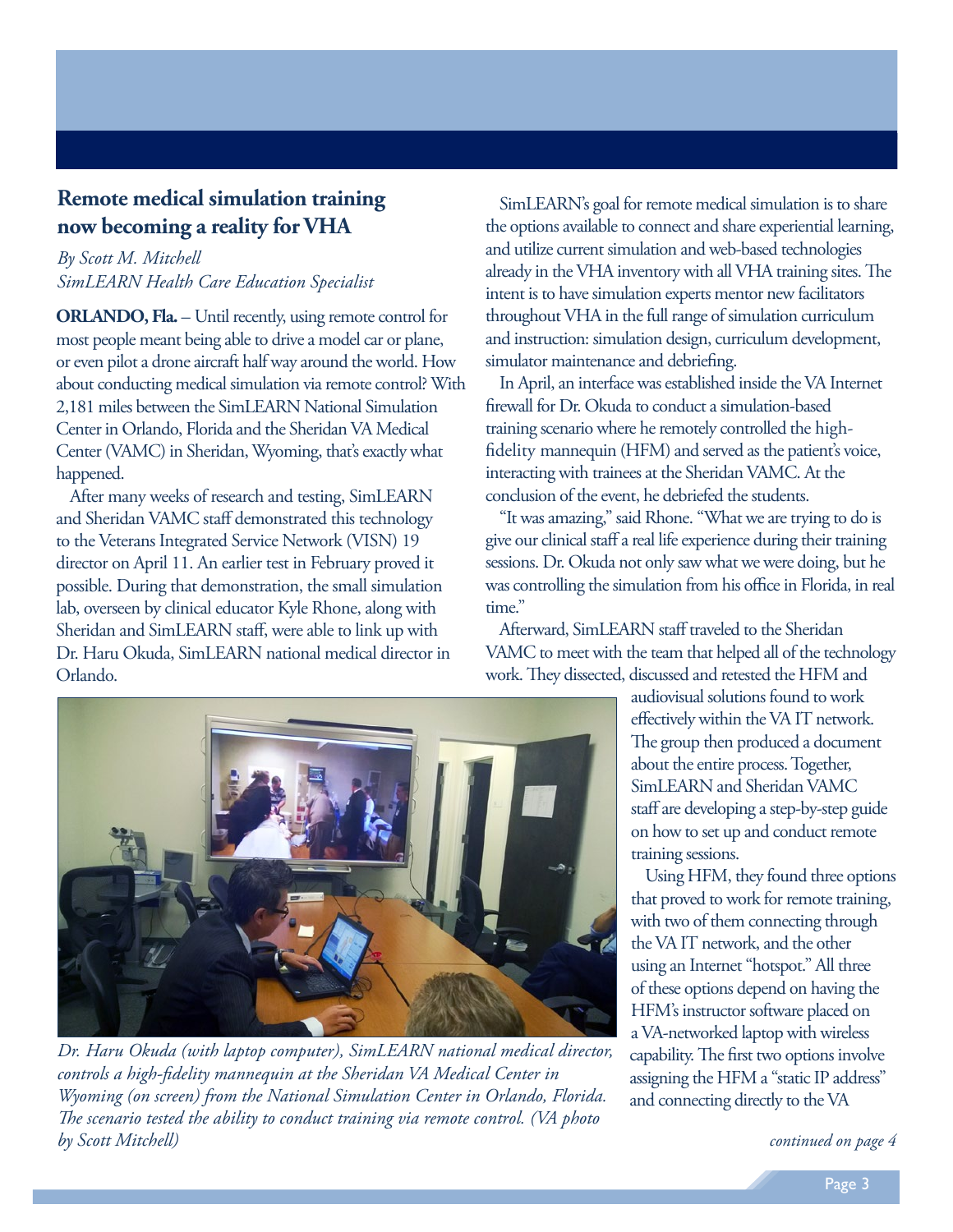## Remote medical simulation training now becoming a reality for VHA

*By Scott M. Mitchell*
*SimLEARN Health Care Education Specialist*

**ORLANDO, Fla.** – Until recently, using remote control for most people meant being able to drive a model car or plane, or even pilot a drone aircraft half way around the world. How about conducting medical simulation via remote control? With 2,181 miles between the SimLEARN National Simulation Center in Orlando, Florida and the Sheridan VA Medical Center (VAMC) in Sheridan, Wyoming, that's exactly what happened.

After many weeks of research and testing, SimLEARN and Sheridan VAMC staff demonstrated this technology to the Veterans Integrated Service Network (VISN) 19 director on April 11. An earlier test in February proved it possible. During that demonstration, the small simulation lab, overseen by clinical educator Kyle Rhone, along with Sheridan and SimLEARN staff, were able to link up with Dr. Haru Okuda, SimLEARN national medical director in Orlando.

SimLEARN's goal for remote medical simulation is to share the options available to connect and share experiential learning, and utilize current simulation and web-based technologies already in the VHA inventory with all VHA training sites. The intent is to have simulation experts mentor new facilitators throughout VHA in the full range of simulation curriculum and instruction: simulation design, curriculum development, simulator maintenance and debriefing.

In April, an interface was established inside the VA Internet firewall for Dr. Okuda to conduct a simulation-based training scenario where he remotely controlled the high-fidelity mannequin (HFM) and served as the patient's voice, interacting with trainees at the Sheridan VAMC. At the conclusion of the event, he debriefed the students.

"It was amazing," said Rhone. "What we are trying to do is give our clinical staff a real life experience during their training sessions. Dr. Okuda not only saw what we were doing, but he was controlling the simulation from his office in Florida, in real time."

Afterward, SimLEARN staff traveled to the Sheridan VAMC to meet with the team that helped all of the technology work. They dissected, discussed and retested the HFM and audiovisual solutions found to work effectively within the VA IT network. The group then produced a document about the entire process. Together, SimLEARN and Sheridan VAMC staff are developing a step-by-step guide on how to set up and conduct remote training sessions.

*Dr. Haru Okuda (with laptop computer), SimLEARN national medical director, controls a high-fidelity mannequin at the Sheridan VA Medical Center in Wyoming (on screen) from the National Simulation Center in Orlando, Florida. The scenario tested the ability to conduct training via remote control. (VA photo by Scott Mitchell)*

Using HFM, they found three options that proved to work for remote training, with two of them connecting through the VA IT network, and the other using an Internet "hotspot." All three of these options depend on having the HFM's instructor software placed on a VA-networked laptop with wireless capability. The first two options involve assigning the HFM a "static IP address" and connecting directly to the VA

*continued on page 4*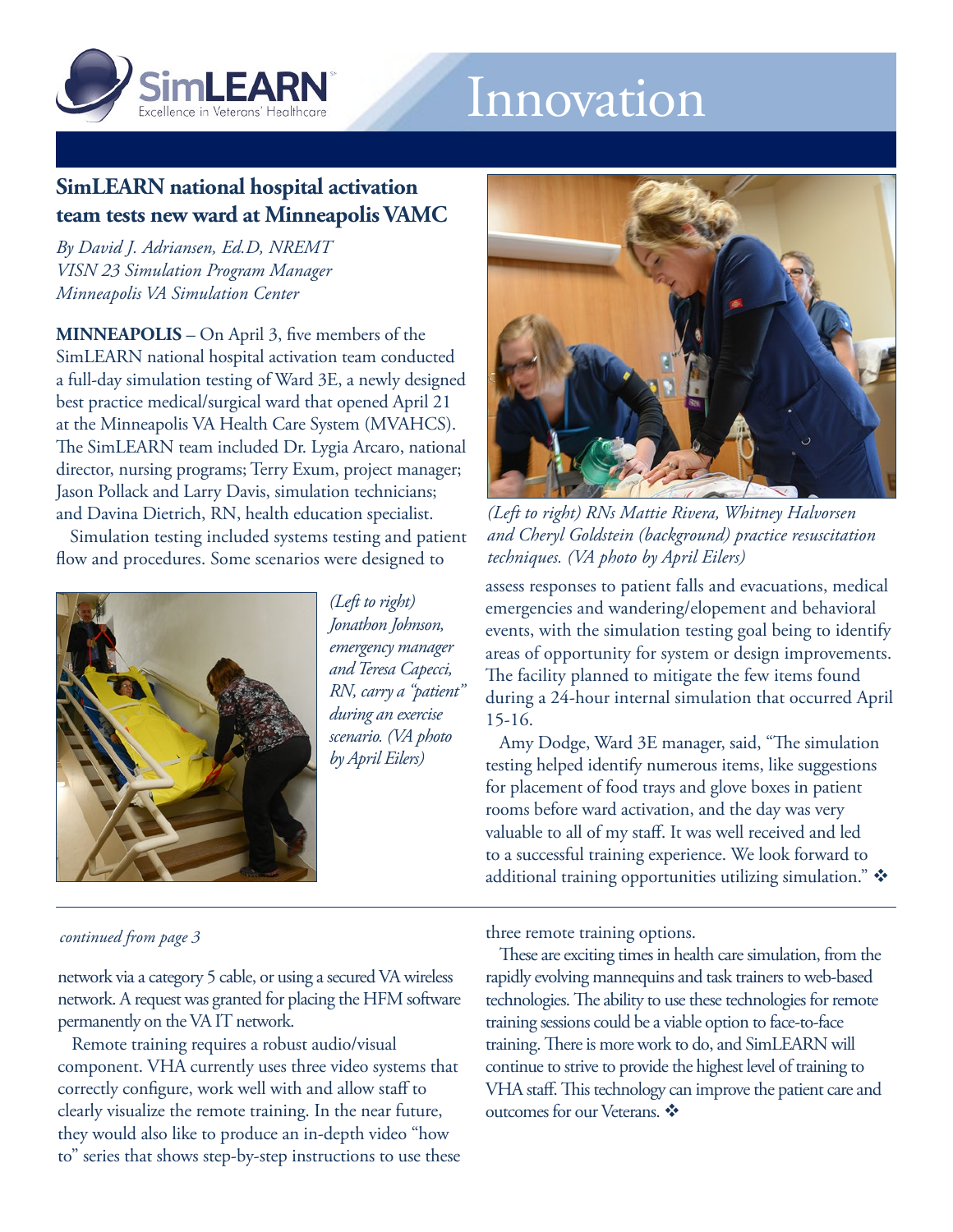# Innovation

## SimLEARN national hospital activation team tests new ward at Minneapolis VAMC

*By David J. Adriansen, Ed.D, NREMT*
*VISN 23 Simulation Program Manager*
*Minneapolis VA Simulation Center*

**MINNEAPOLIS** – On April 3, five members of the SimLEARN national hospital activation team conducted a full-day simulation testing of Ward 3E, a newly designed best practice medical/surgical ward that opened April 21 at the Minneapolis VA Health Care System (MVAHCS). The SimLEARN team included Dr. Lygia Arcaro, national director, nursing programs; Terry Exum, project manager; Jason Pollack and Larry Davis, simulation technicians; and Davina Dietrich, RN, health education specialist.

Simulation testing included systems testing and patient flow and procedures. Some scenarios were designed to assess responses to patient falls and evacuations, medical emergencies and wandering/elopement and behavioral events, with the simulation testing goal being to identify areas of opportunity for system or design improvements. The facility planned to mitigate the few items found during a 24-hour internal simulation that occurred April 15-16.

*(Left to right) Jonathon Johnson, emergency manager and Teresa Capecci, RN, carry a "patient" during an exercise scenario. (VA photo by April Eilers)*

*(Left to right) RNs Mattie Rivera, Whitney Halvorsen and Cheryl Goldstein (background) practice resuscitation techniques. (VA photo by April Eilers)*

Amy Dodge, Ward 3E manager, said, "The simulation testing helped identify numerous items, like suggestions for placement of food trays and glove boxes in patient rooms before ward activation, and the day was very valuable to all of my staff. It was well received and led to a successful training experience. We look forward to additional training opportunities utilizing simulation." ❖

---

*continued from page 3*

network via a category 5 cable, or using a secured VA wireless network. A request was granted for placing the HFM software permanently on the VA IT network.

Remote training requires a robust audio/visual component. VHA currently uses three video systems that correctly configure, work well with and allow staff to clearly visualize the remote training. In the near future, they would also like to produce an in-depth video "how to" series that shows step-by-step instructions to use these three remote training options.

These are exciting times in health care simulation, from the rapidly evolving mannequins and task trainers to web-based technologies. The ability to use these technologies for remote training sessions could be a viable option to face-to-face training. There is more work to do, and SimLEARN will continue to strive to provide the highest level of training to VHA staff. This technology can improve the patient care and outcomes for our Veterans. ❖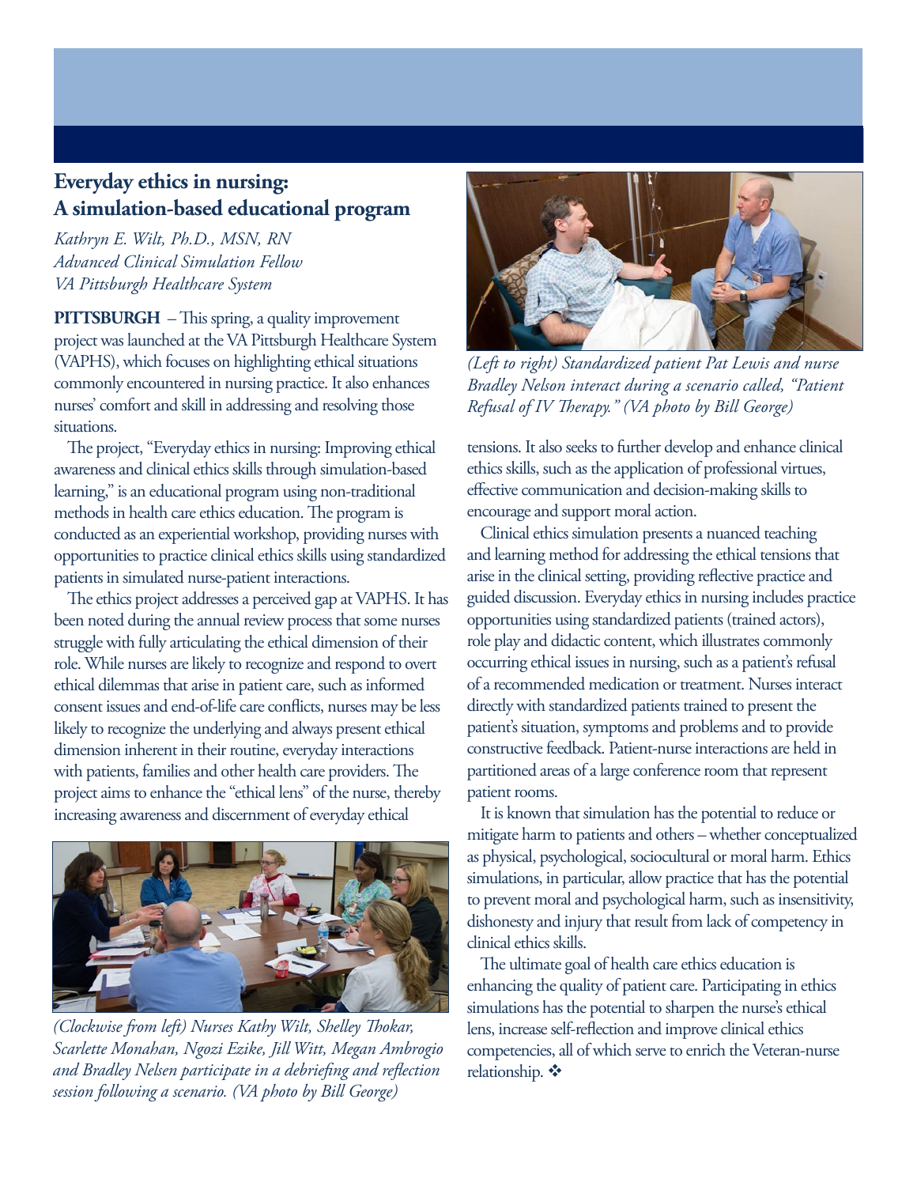## Everyday ethics in nursing: A simulation-based educational program

*Kathryn E. Wilt, Ph.D., MSN, RN*
*Advanced Clinical Simulation Fellow*
*VA Pittsburgh Healthcare System*

**PITTSBURGH** – This spring, a quality improvement project was launched at the VA Pittsburgh Healthcare System (VAPHS), which focuses on highlighting ethical situations commonly encountered in nursing practice. It also enhances nurses' comfort and skill in addressing and resolving those situations.

The project, "Everyday ethics in nursing: Improving ethical awareness and clinical ethics skills through simulation-based learning," is an educational program using non-traditional methods in health care ethics education. The program is conducted as an experiential workshop, providing nurses with opportunities to practice clinical ethics skills using standardized patients in simulated nurse-patient interactions.

The ethics project addresses a perceived gap at VAPHS. It has been noted during the annual review process that some nurses struggle with fully articulating the ethical dimension of their role. While nurses are likely to recognize and respond to overt ethical dilemmas that arise in patient care, such as informed consent issues and end-of-life care conflicts, nurses may be less likely to recognize the underlying and always present ethical dimension inherent in their routine, everyday interactions with patients, families and other health care providers. The project aims to enhance the "ethical lens" of the nurse, thereby increasing awareness and discernment of everyday ethical tensions. It also seeks to further develop and enhance clinical ethics skills, such as the application of professional virtues, effective communication and decision-making skills to encourage and support moral action.

*(Clockwise from left) Nurses Kathy Wilt, Shelley Thokar, Scarlette Monahan, Ngozi Ezike, Jill Witt, Megan Ambrogio and Bradley Nelsen participate in a debriefing and reflection session following a scenario. (VA photo by Bill George)*

*(Left to right) Standardized patient Pat Lewis and nurse Bradley Nelson interact during a scenario called, "Patient Refusal of IV Therapy." (VA photo by Bill George)*

Clinical ethics simulation presents a nuanced teaching and learning method for addressing the ethical tensions that arise in the clinical setting, providing reflective practice and guided discussion. Everyday ethics in nursing includes practice opportunities using standardized patients (trained actors), role play and didactic content, which illustrates commonly occurring ethical issues in nursing, such as a patient's refusal of a recommended medication or treatment. Nurses interact directly with standardized patients trained to present the patient's situation, symptoms and problems and to provide constructive feedback. Patient-nurse interactions are held in partitioned areas of a large conference room that represent patient rooms.

It is known that simulation has the potential to reduce or mitigate harm to patients and others – whether conceptualized as physical, psychological, sociocultural or moral harm. Ethics simulations, in particular, allow practice that has the potential to prevent moral and psychological harm, such as insensitivity, dishonesty and injury that result from lack of competency in clinical ethics skills.

The ultimate goal of health care ethics education is enhancing the quality of patient care. Participating in ethics simulations has the potential to sharpen the nurse's ethical lens, increase self-reflection and improve clinical ethics competencies, all of which serve to enrich the Veteran-nurse relationship. ❖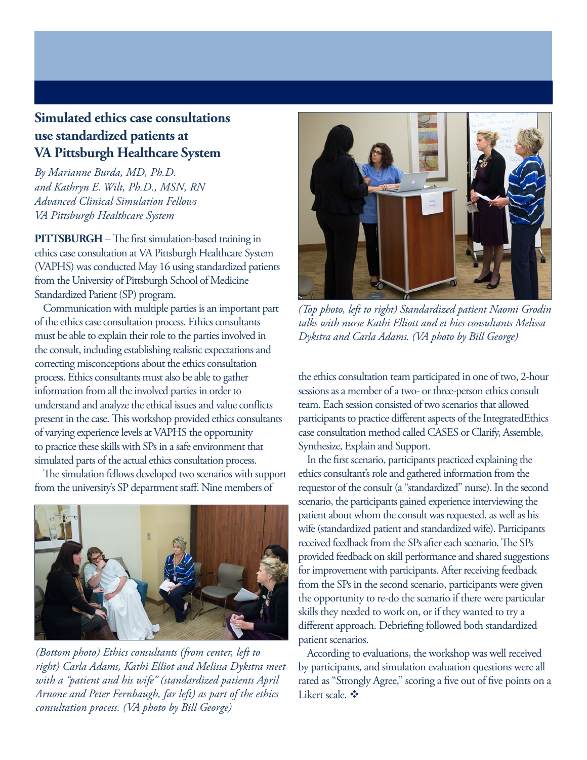## Simulated ethics case consultations use standardized patients at VA Pittsburgh Healthcare System

*By Marianne Burda, MD, Ph.D. and Kathryn E. Wilt, Ph.D., MSN, RN*
*Advanced Clinical Simulation Fellows*
*VA Pittsburgh Healthcare System*

**PITTSBURGH** – The first simulation-based training in ethics case consultation at VA Pittsburgh Healthcare System (VAPHS) was conducted May 16 using standardized patients from the University of Pittsburgh School of Medicine Standardized Patient (SP) program.

Communication with multiple parties is an important part of the ethics case consultation process. Ethics consultants must be able to explain their role to the parties involved in the consult, including establishing realistic expectations and correcting misconceptions about the ethics consultation process. Ethics consultants must also be able to gather information from all the involved parties in order to understand and analyze the ethical issues and value conflicts present in the case. This workshop provided ethics consultants of varying experience levels at VAPHS the opportunity to practice these skills with SPs in a safe environment that simulated parts of the actual ethics consultation process.

The simulation fellows developed two scenarios with support from the university's SP department staff. Nine members of the ethics consultation team participated in one of two, 2-hour sessions as a member of a two- or three-person ethics consult team. Each session consisted of two scenarios that allowed participants to practice different aspects of the IntegratedEthics case consultation method called CASES or Clarify, Assemble, Synthesize, Explain and Support.

In the first scenario, participants practiced explaining the ethics consultant's role and gathered information from the requestor of the consult (a "standardized" nurse). In the second scenario, the participants gained experience interviewing the patient about whom the consult was requested, as well as his wife (standardized patient and standardized wife). Participants received feedback from the SPs after each scenario. The SPs provided feedback on skill performance and shared suggestions for improvement with participants. After receiving feedback from the SPs in the second scenario, participants were given the opportunity to re-do the scenario if there were particular skills they needed to work on, or if they wanted to try a different approach. Debriefing followed both standardized patient scenarios.

According to evaluations, the workshop was well received by participants, and simulation evaluation questions were all rated as "Strongly Agree," scoring a five out of five points on a Likert scale. ❖

*(Top photo, left to right) Standardized patient Naomi Grodin talks with nurse Kathi Elliott and et hics consultants Melissa Dykstra and Carla Adams. (VA photo by Bill George)*

*(Bottom photo) Ethics consultants (from center, left to right) Carla Adams, Kathi Elliot and Melissa Dykstra meet with a "patient and his wife" (standardized patients April Arnone and Peter Fernbaugh, far left) as part of the ethics consultation process. (VA photo by Bill George)*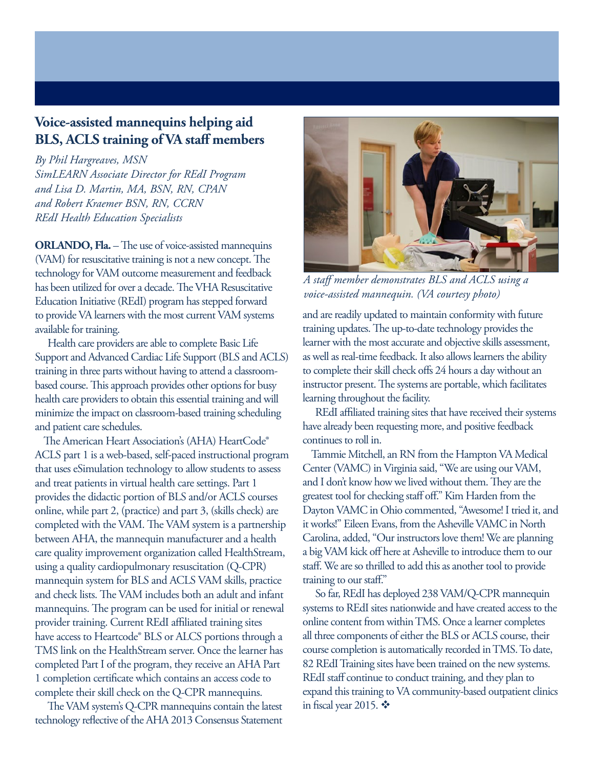## Voice-assisted mannequins helping aid BLS, ACLS training of VA staff members

*By Phil Hargreaves, MSN*
*SimLEARN Associate Director for REdI Program*
*and Lisa D. Martin, MA, BSN, RN, CPAN*
*and Robert Kraemer BSN, RN, CCRN*
*REdI Health Education Specialists*

**ORLANDO, Fla.** – The use of voice-assisted mannequins (VAM) for resuscitative training is not a new concept. The technology for VAM outcome measurement and feedback has been utilized for over a decade. The VHA Resuscitative Education Initiative (REdI) program has stepped forward to provide VA learners with the most current VAM systems available for training.

Health care providers are able to complete Basic Life Support and Advanced Cardiac Life Support (BLS and ACLS) training in three parts without having to attend a classroom-based course. This approach provides other options for busy health care providers to obtain this essential training and will minimize the impact on classroom-based training scheduling and patient care schedules.

The American Heart Association's (AHA) HeartCode® ACLS part 1 is a web-based, self-paced instructional program that uses eSimulation technology to allow students to assess and treat patients in virtual health care settings. Part 1 provides the didactic portion of BLS and/or ACLS courses online, while part 2, (practice) and part 3, (skills check) are completed with the VAM. The VAM system is a partnership between AHA, the mannequin manufacturer and a health care quality improvement organization called HealthStream, using a quality cardiopulmonary resuscitation (Q-CPR) mannequin system for BLS and ACLS VAM skills, practice and check lists. The VAM includes both an adult and infant mannequins. The program can be used for initial or renewal provider training. Current REdI affiliated training sites have access to Heartcode® BLS or ALCS portions through a TMS link on the HealthStream server. Once the learner has completed Part I of the program, they receive an AHA Part 1 completion certificate which contains an access code to complete their skill check on the Q-CPR mannequins.

The VAM system's Q-CPR mannequins contain the latest technology reflective of the AHA 2013 Consensus Statement and are readily updated to maintain conformity with future training updates. The up-to-date technology provides the learner with the most accurate and objective skills assessment, as well as real-time feedback. It also allows learners the ability to complete their skill check offs 24 hours a day without an instructor present. The systems are portable, which facilitates learning throughout the facility.

*A staff member demonstrates BLS and ACLS using a voice-assisted mannequin. (VA courtesy photo)*

REdI affiliated training sites that have received their systems have already been requesting more, and positive feedback continues to roll in.

Tammie Mitchell, an RN from the Hampton VA Medical Center (VAMC) in Virginia said, "We are using our VAM, and I don't know how we lived without them. They are the greatest tool for checking staff off." Kim Harden from the Dayton VAMC in Ohio commented, "Awesome! I tried it, and it works!" Eileen Evans, from the Asheville VAMC in North Carolina, added, "Our instructors love them! We are planning a big VAM kick off here at Asheville to introduce them to our staff. We are so thrilled to add this as another tool to provide training to our staff."

So far, REdI has deployed 238 VAM/Q-CPR mannequin systems to REdI sites nationwide and have created access to the online content from within TMS. Once a learner completes all three components of either the BLS or ACLS course, their course completion is automatically recorded in TMS. To date, 82 REdI Training sites have been trained on the new systems. REdI staff continue to conduct training, and they plan to expand this training to VA community-based outpatient clinics in fiscal year 2015. ❖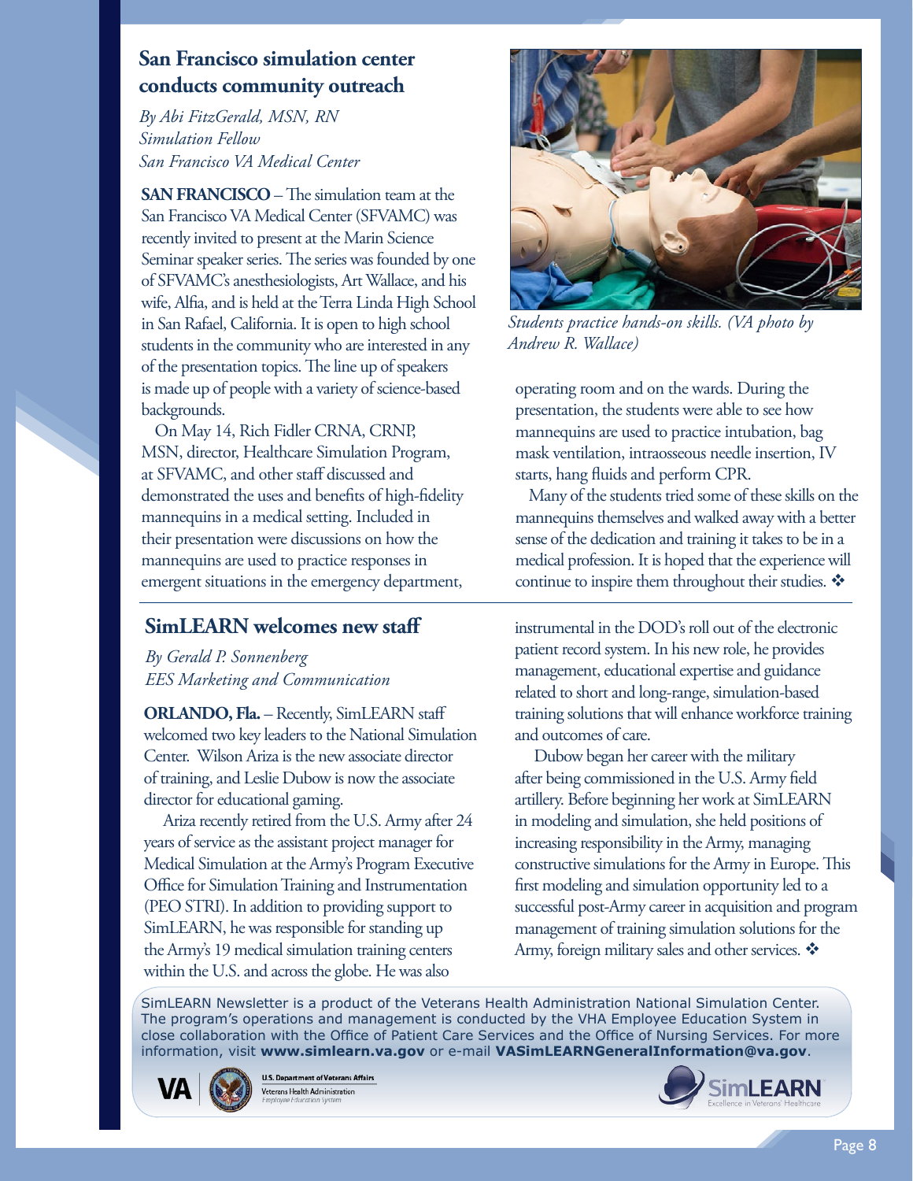## San Francisco simulation center conducts community outreach

*By Abi FitzGerald, MSN, RN*
*Simulation Fellow*
*San Francisco VA Medical Center*

**SAN FRANCISCO** – The simulation team at the San Francisco VA Medical Center (SFVAMC) was recently invited to present at the Marin Science Seminar speaker series. The series was founded by one of SFVAMC's anesthesiologists, Art Wallace, and his wife, Alfia, and is held at the Terra Linda High School in San Rafael, California. It is open to high school students in the community who are interested in any of the presentation topics. The line up of speakers is made up of people with a variety of science-based backgrounds.

On May 14, Rich Fidler CRNA, CRNP, MSN, director, Healthcare Simulation Program, at SFVAMC, and other staff discussed and demonstrated the uses and benefits of high-fidelity mannequins in a medical setting. Included in their presentation were discussions on how the mannequins are used to practice responses in emergent situations in the emergency department, operating room and on the wards. During the presentation, the students were able to see how mannequins are used to practice intubation, bag mask ventilation, intraosseous needle insertion, IV starts, hang fluids and perform CPR.

*Students practice hands-on skills. (VA photo by Andrew R. Wallace)*

Many of the students tried some of these skills on the mannequins themselves and walked away with a better sense of the dedication and training it takes to be in a medical profession. It is hoped that the experience will continue to inspire them throughout their studies. ❖

## SimLEARN welcomes new staff

*By Gerald P. Sonnenberg*
*EES Marketing and Communication*

**ORLANDO, Fla.** – Recently, SimLEARN staff welcomed two key leaders to the National Simulation Center. Wilson Ariza is the new associate director of training, and Leslie Dubow is now the associate director for educational gaming.

Ariza recently retired from the U.S. Army after 24 years of service as the assistant project manager for Medical Simulation at the Army's Program Executive Office for Simulation Training and Instrumentation (PEO STRI). In addition to providing support to SimLEARN, he was responsible for standing up the Army's 19 medical simulation training centers within the U.S. and across the globe. He was also instrumental in the DOD's roll out of the electronic patient record system. In his new role, he provides management, educational expertise and guidance related to short and long-range, simulation-based training solutions that will enhance workforce training and outcomes of care.

Dubow began her career with the military after being commissioned in the U.S. Army field artillery. Before beginning her work at SimLEARN in modeling and simulation, she held positions of increasing responsibility in the Army, managing constructive simulations for the Army in Europe. This first modeling and simulation opportunity led to a successful post-Army career in acquisition and program management of training simulation solutions for the Army, foreign military sales and other services. ❖

SimLEARN Newsletter is a product of the Veterans Health Administration National Simulation Center. The program's operations and management is conducted by the VHA Employee Education System in close collaboration with the Office of Patient Care Services and the Office of Nursing Services. For more information, visit **www.simlearn.va.gov** or e-mail **VASimLEARNGeneralInformation@va.gov**.

U.S. Department of Veterans Affairs
Veterans Health Administration
Employee Education System

SimLEARN
Excellence in Veterans' Healthcare